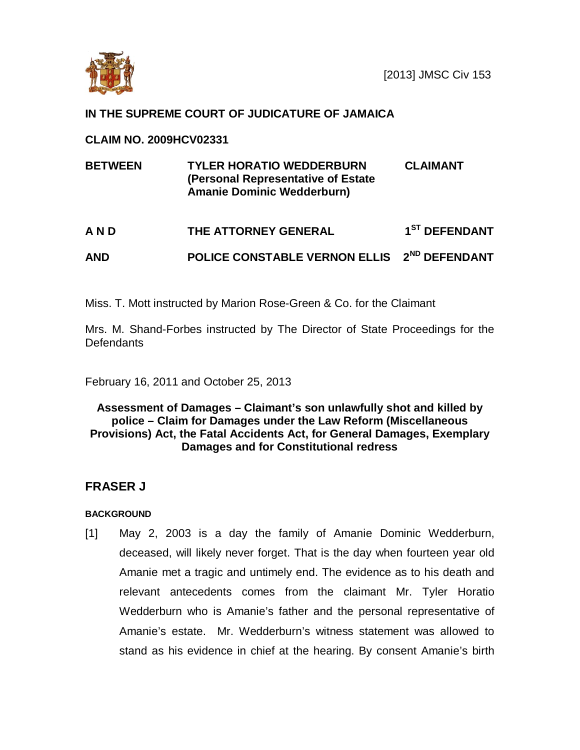[2013] JMSC Civ 153

**IN THE SUPREME COURT OF JUDICATURE OF JAMAICA**

**CLAIM NO. 2009HCV02331**

| | | |
|---|---|---|
| **BETWEEN** | **TYLER HORATIO WEDDERBURN (Personal Representative of Estate Amanie Dominic Wedderburn)** | **CLAIMANT** |
| **A N D** | **THE ATTORNEY GENERAL** | **1ST DEFENDANT** |
| **AND** | **POLICE CONSTABLE VERNON ELLIS** | **2ND DEFENDANT** |

Miss. T. Mott instructed by Marion Rose-Green & Co. for the Claimant

Mrs. M. Shand-Forbes instructed by The Director of State Proceedings for the Defendants

February 16, 2011 and October 25, 2013

**Assessment of Damages – Claimant's son unlawfully shot and killed by police – Claim for Damages under the Law Reform (Miscellaneous Provisions) Act, the Fatal Accidents Act, for General Damages, Exemplary Damages and for Constitutional redress**

## FRASER J

**BACKGROUND**

[1] May 2, 2003 is a day the family of Amanie Dominic Wedderburn, deceased, will likely never forget. That is the day when fourteen year old Amanie met a tragic and untimely end. The evidence as to his death and relevant antecedents comes from the claimant Mr. Tyler Horatio Wedderburn who is Amanie's father and the personal representative of Amanie's estate. Mr. Wedderburn's witness statement was allowed to stand as his evidence in chief at the hearing. By consent Amanie's birth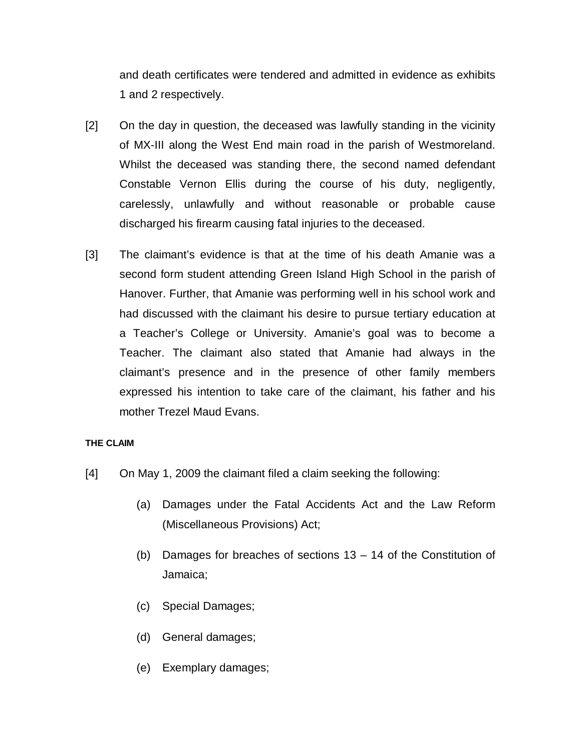and death certificates were tendered and admitted in evidence as exhibits 1 and 2 respectively.

[2] On the day in question, the deceased was lawfully standing in the vicinity of MX-III along the West End main road in the parish of Westmoreland. Whilst the deceased was standing there, the second named defendant Constable Vernon Ellis during the course of his duty, negligently, carelessly, unlawfully and without reasonable or probable cause discharged his firearm causing fatal injuries to the deceased.

[3] The claimant's evidence is that at the time of his death Amanie was a second form student attending Green Island High School in the parish of Hanover. Further, that Amanie was performing well in his school work and had discussed with the claimant his desire to pursue tertiary education at a Teacher's College or University. Amanie's goal was to become a Teacher. The claimant also stated that Amanie had always in the claimant's presence and in the presence of other family members expressed his intention to take care of the claimant, his father and his mother Trezel Maud Evans.

#### THE CLAIM

[4] On May 1, 2009 the claimant filed a claim seeking the following:

(a) Damages under the Fatal Accidents Act and the Law Reform (Miscellaneous Provisions) Act;

(b) Damages for breaches of sections 13 – 14 of the Constitution of Jamaica;

(c) Special Damages;

(d) General damages;

(e) Exemplary damages;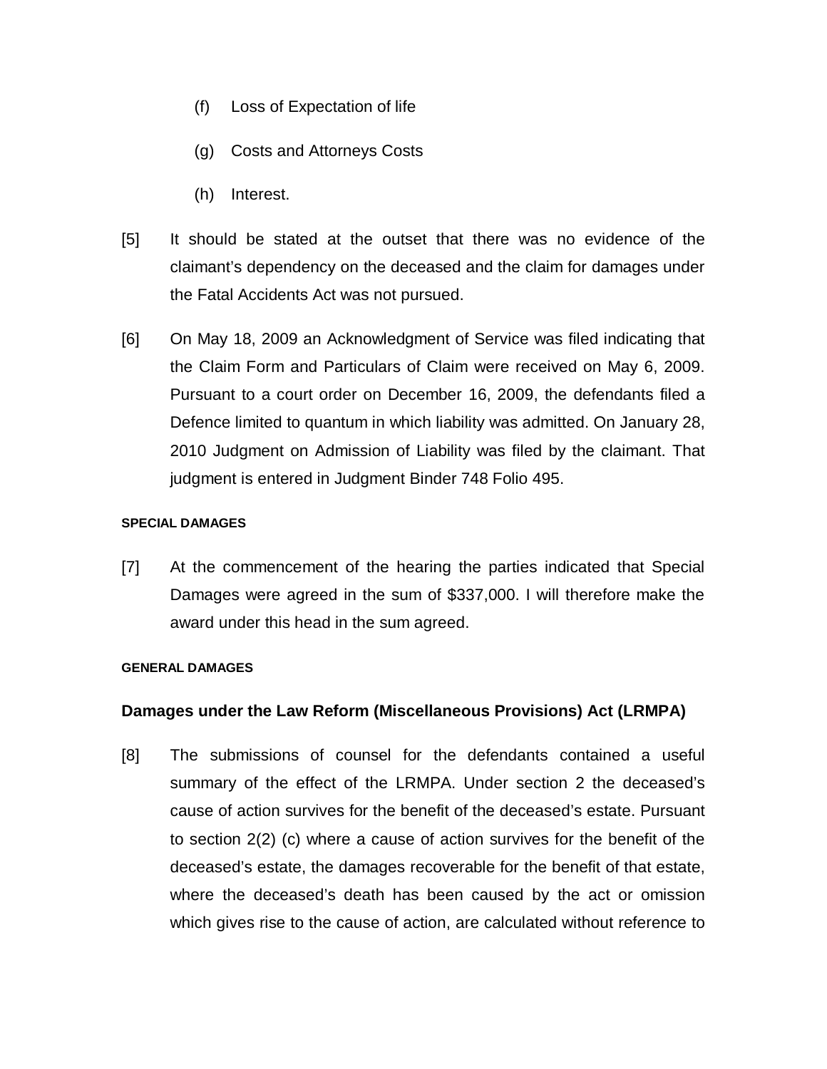(f) Loss of Expectation of life

(g) Costs and Attorneys Costs

(h) Interest.

[5] It should be stated at the outset that there was no evidence of the claimant's dependency on the deceased and the claim for damages under the Fatal Accidents Act was not pursued.

[6] On May 18, 2009 an Acknowledgment of Service was filed indicating that the Claim Form and Particulars of Claim were received on May 6, 2009. Pursuant to a court order on December 16, 2009, the defendants filed a Defence limited to quantum in which liability was admitted. On January 28, 2010 Judgment on Admission of Liability was filed by the claimant. That judgment is entered in Judgment Binder 748 Folio 495.

#### SPECIAL DAMAGES

[7] At the commencement of the hearing the parties indicated that Special Damages were agreed in the sum of $337,000. I will therefore make the award under this head in the sum agreed.

#### GENERAL DAMAGES

### Damages under the Law Reform (Miscellaneous Provisions) Act (LRMPA)

[8] The submissions of counsel for the defendants contained a useful summary of the effect of the LRMPA. Under section 2 the deceased's cause of action survives for the benefit of the deceased's estate. Pursuant to section 2(2) (c) where a cause of action survives for the benefit of the deceased's estate, the damages recoverable for the benefit of that estate, where the deceased's death has been caused by the act or omission which gives rise to the cause of action, are calculated without reference to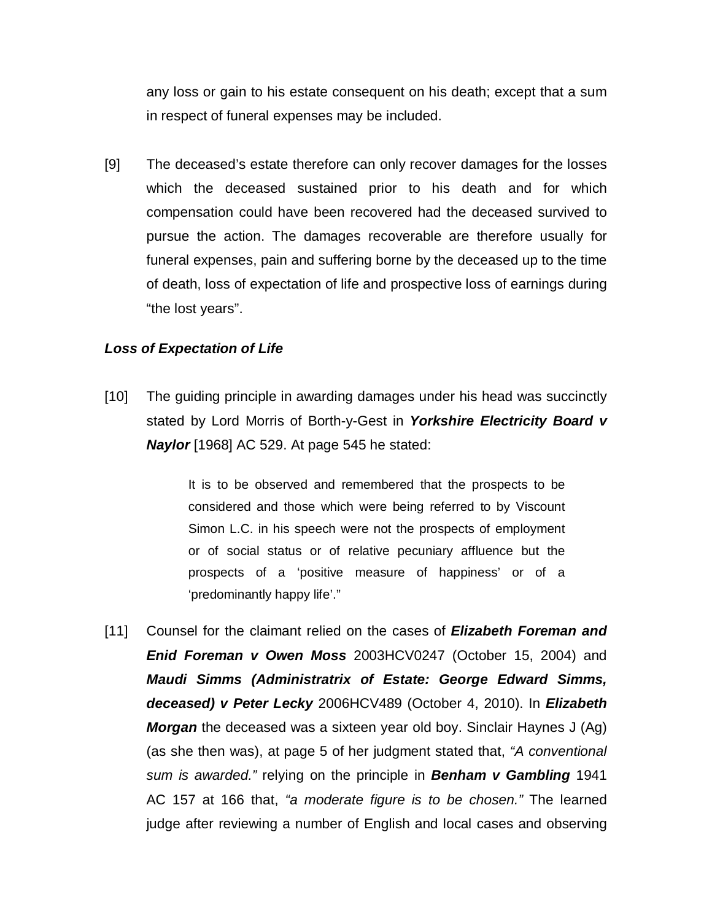any loss or gain to his estate consequent on his death; except that a sum in respect of funeral expenses may be included.

[9] The deceased's estate therefore can only recover damages for the losses which the deceased sustained prior to his death and for which compensation could have been recovered had the deceased survived to pursue the action. The damages recoverable are therefore usually for funeral expenses, pain and suffering borne by the deceased up to the time of death, loss of expectation of life and prospective loss of earnings during "the lost years".

***Loss of Expectation of Life***

[10] The guiding principle in awarding damages under his head was succinctly stated by Lord Morris of Borth-y-Gest in ***Yorkshire Electricity Board v Naylor*** [1968] AC 529. At page 545 he stated:

> It is to be observed and remembered that the prospects to be considered and those which were being referred to by Viscount Simon L.C. in his speech were not the prospects of employment or of social status or of relative pecuniary affluence but the prospects of a 'positive measure of happiness' or of a 'predominantly happy life'."

[11] Counsel for the claimant relied on the cases of ***Elizabeth Foreman and Enid Foreman v Owen Moss*** 2003HCV0247 (October 15, 2004) and ***Maudi Simms (Administratrix of Estate: George Edward Simms, deceased) v Peter Lecky*** 2006HCV489 (October 4, 2010). In ***Elizabeth Morgan*** the deceased was a sixteen year old boy. Sinclair Haynes J (Ag) (as she then was), at page 5 of her judgment stated that, *"A conventional sum is awarded."* relying on the principle in ***Benham v Gambling*** 1941 AC 157 at 166 that, *"a moderate figure is to be chosen."* The learned judge after reviewing a number of English and local cases and observing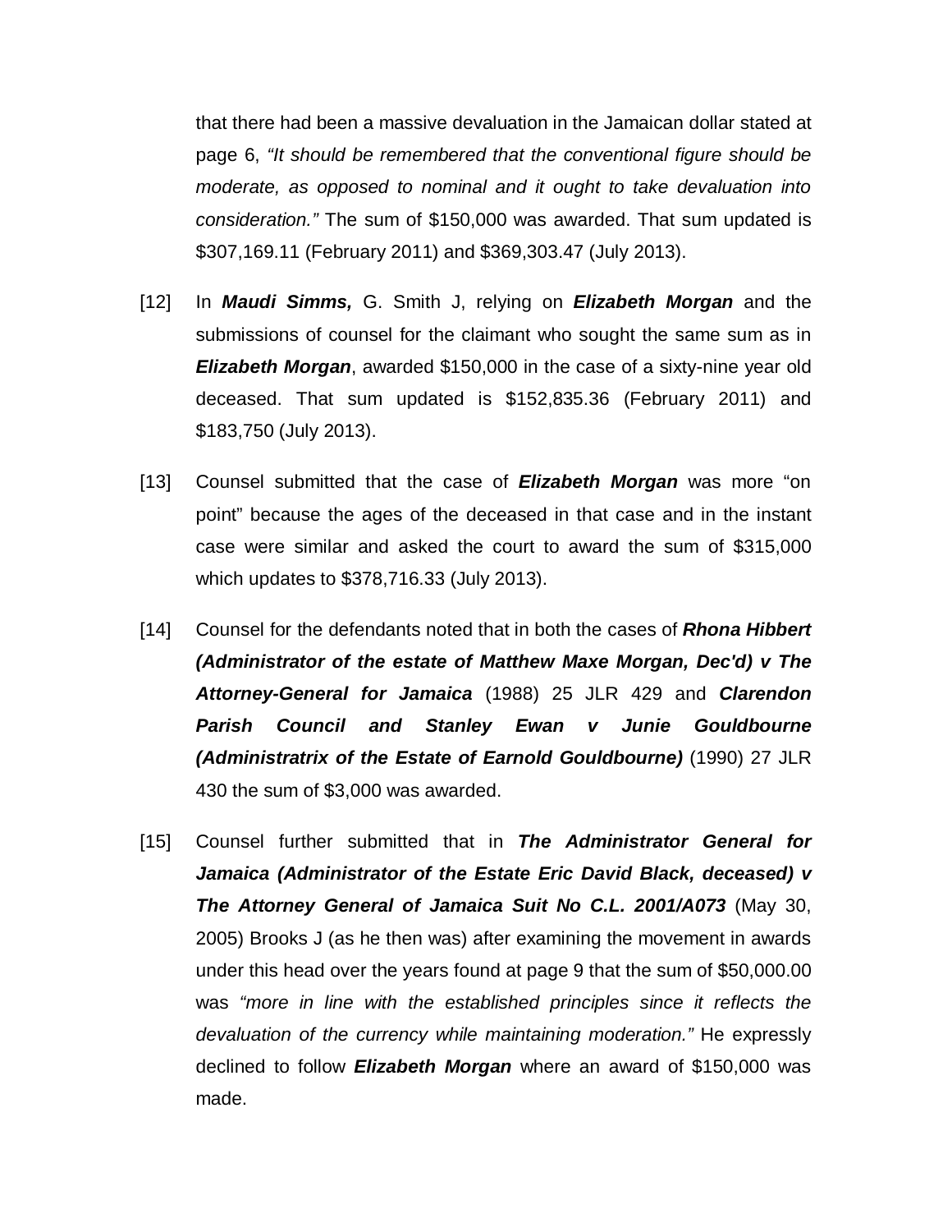that there had been a massive devaluation in the Jamaican dollar stated at page 6, *"It should be remembered that the conventional figure should be moderate, as opposed to nominal and it ought to take devaluation into consideration."* The sum of $150,000 was awarded. That sum updated is $307,169.11 (February 2011) and $369,303.47 (July 2013).

[12] In ***Maudi Simms,*** G. Smith J, relying on ***Elizabeth Morgan*** and the submissions of counsel for the claimant who sought the same sum as in ***Elizabeth Morgan***, awarded $150,000 in the case of a sixty-nine year old deceased. That sum updated is $152,835.36 (February 2011) and $183,750 (July 2013).

[13] Counsel submitted that the case of ***Elizabeth Morgan*** was more "on point" because the ages of the deceased in that case and in the instant case were similar and asked the court to award the sum of $315,000 which updates to $378,716.33 (July 2013).

[14] Counsel for the defendants noted that in both the cases of ***Rhona Hibbert (Administrator of the estate of Matthew Maxe Morgan, Dec'd) v The Attorney-General for Jamaica*** (1988) 25 JLR 429 and ***Clarendon Parish Council and Stanley Ewan v Junie Gouldbourne (Administratrix of the Estate of Earnold Gouldbourne)*** (1990) 27 JLR 430 the sum of $3,000 was awarded.

[15] Counsel further submitted that in ***The Administrator General for Jamaica (Administrator of the Estate Eric David Black, deceased) v The Attorney General of Jamaica Suit No C.L. 2001/A073*** (May 30, 2005) Brooks J (as he then was) after examining the movement in awards under this head over the years found at page 9 that the sum of $50,000.00 was *"more in line with the established principles since it reflects the devaluation of the currency while maintaining moderation."* He expressly declined to follow ***Elizabeth Morgan*** where an award of $150,000 was made.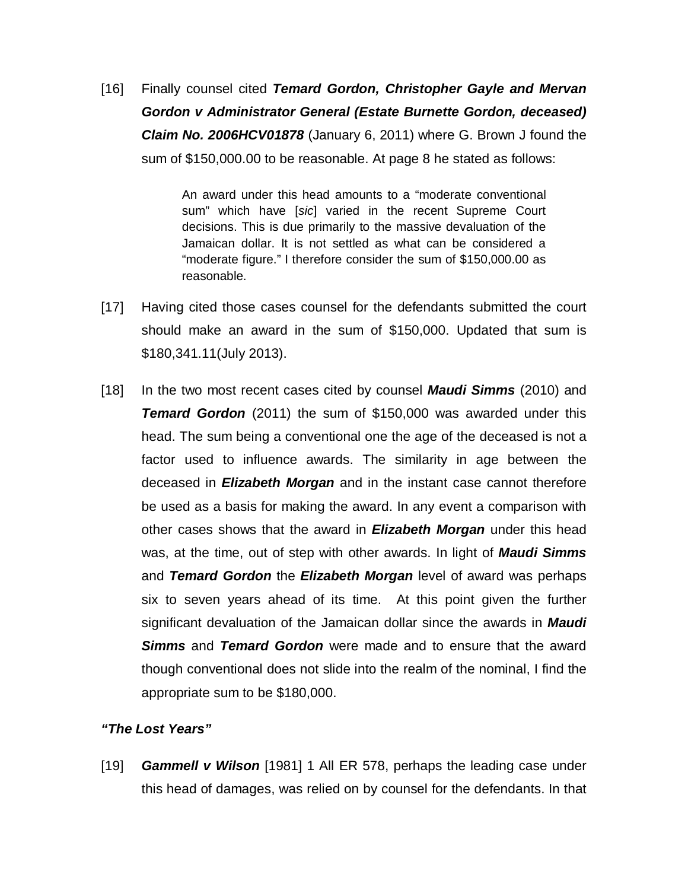[16] Finally counsel cited ***Temard Gordon, Christopher Gayle and Mervan Gordon v Administrator General (Estate Burnette Gordon, deceased) Claim No. 2006HCV01878*** (January 6, 2011) where G. Brown J found the sum of $150,000.00 to be reasonable. At page 8 he stated as follows:

> An award under this head amounts to a "moderate conventional sum" which have [*sic*] varied in the recent Supreme Court decisions. This is due primarily to the massive devaluation of the Jamaican dollar. It is not settled as what can be considered a "moderate figure." I therefore consider the sum of $150,000.00 as reasonable.

[17] Having cited those cases counsel for the defendants submitted the court should make an award in the sum of $150,000. Updated that sum is $180,341.11(July 2013).

[18] In the two most recent cases cited by counsel ***Maudi Simms*** (2010) and ***Temard Gordon*** (2011) the sum of $150,000 was awarded under this head. The sum being a conventional one the age of the deceased is not a factor used to influence awards. The similarity in age between the deceased in ***Elizabeth Morgan*** and in the instant case cannot therefore be used as a basis for making the award. In any event a comparison with other cases shows that the award in ***Elizabeth Morgan*** under this head was, at the time, out of step with other awards. In light of ***Maudi Simms*** and ***Temard Gordon*** the ***Elizabeth Morgan*** level of award was perhaps six to seven years ahead of its time. At this point given the further significant devaluation of the Jamaican dollar since the awards in ***Maudi Simms*** and ***Temard Gordon*** were made and to ensure that the award though conventional does not slide into the realm of the nominal, I find the appropriate sum to be $180,000.

***"The Lost Years"***

[19] ***Gammell v Wilson*** [1981] 1 All ER 578, perhaps the leading case under this head of damages, was relied on by counsel for the defendants. In that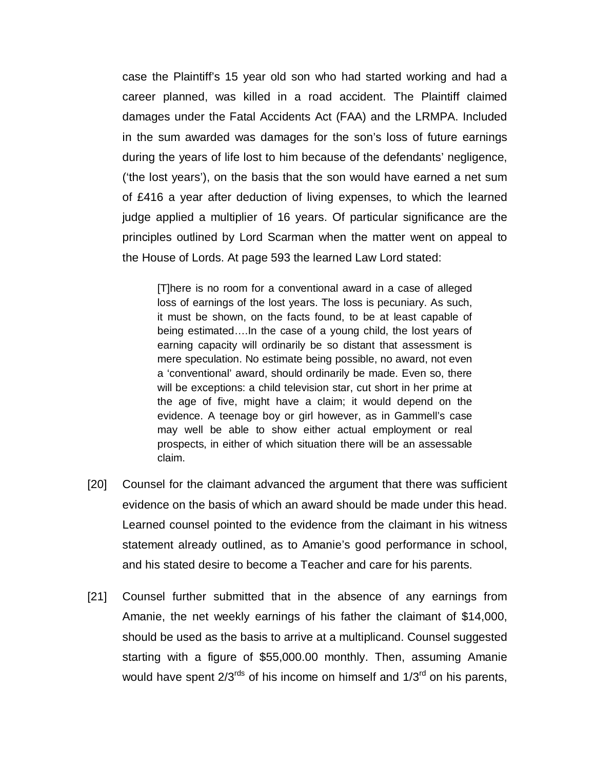case the Plaintiff's 15 year old son who had started working and had a career planned, was killed in a road accident. The Plaintiff claimed damages under the Fatal Accidents Act (FAA) and the LRMPA. Included in the sum awarded was damages for the son's loss of future earnings during the years of life lost to him because of the defendants' negligence, ('the lost years'), on the basis that the son would have earned a net sum of £416 a year after deduction of living expenses, to which the learned judge applied a multiplier of 16 years. Of particular significance are the principles outlined by Lord Scarman when the matter went on appeal to the House of Lords. At page 593 the learned Law Lord stated:

> [T]here is no room for a conventional award in a case of alleged loss of earnings of the lost years. The loss is pecuniary. As such, it must be shown, on the facts found, to be at least capable of being estimated….In the case of a young child, the lost years of earning capacity will ordinarily be so distant that assessment is mere speculation. No estimate being possible, no award, not even a 'conventional' award, should ordinarily be made. Even so, there will be exceptions: a child television star, cut short in her prime at the age of five, might have a claim; it would depend on the evidence. A teenage boy or girl however, as in Gammell's case may well be able to show either actual employment or real prospects, in either of which situation there will be an assessable claim.

[20] Counsel for the claimant advanced the argument that there was sufficient evidence on the basis of which an award should be made under this head. Learned counsel pointed to the evidence from the claimant in his witness statement already outlined, as to Amanie's good performance in school, and his stated desire to become a Teacher and care for his parents.

[21] Counsel further submitted that in the absence of any earnings from Amanie, the net weekly earnings of his father the claimant of $14,000, should be used as the basis to arrive at a multiplicand. Counsel suggested starting with a figure of $55,000.00 monthly. Then, assuming Amanie would have spent 2/3rds of his income on himself and 1/3rd on his parents,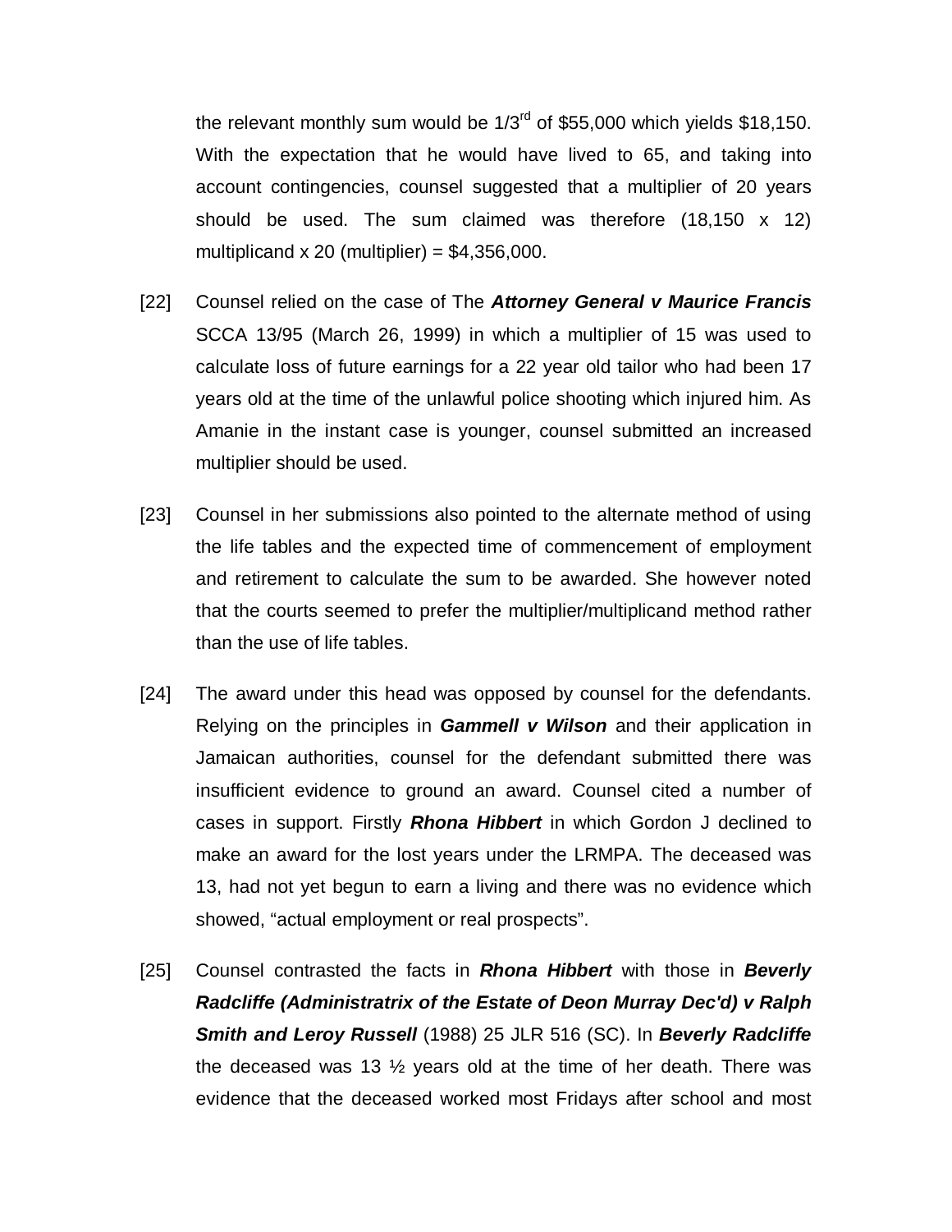the relevant monthly sum would be 1/3rd of $55,000 which yields $18,150. With the expectation that he would have lived to 65, and taking into account contingencies, counsel suggested that a multiplier of 20 years should be used. The sum claimed was therefore (18,150 x 12) multiplicand x 20 (multiplier) = $4,356,000.

[22] Counsel relied on the case of The ***Attorney General v Maurice Francis*** SCCA 13/95 (March 26, 1999) in which a multiplier of 15 was used to calculate loss of future earnings for a 22 year old tailor who had been 17 years old at the time of the unlawful police shooting which injured him. As Amanie in the instant case is younger, counsel submitted an increased multiplier should be used.

[23] Counsel in her submissions also pointed to the alternate method of using the life tables and the expected time of commencement of employment and retirement to calculate the sum to be awarded. She however noted that the courts seemed to prefer the multiplier/multiplicand method rather than the use of life tables.

[24] The award under this head was opposed by counsel for the defendants. Relying on the principles in ***Gammell v Wilson*** and their application in Jamaican authorities, counsel for the defendant submitted there was insufficient evidence to ground an award. Counsel cited a number of cases in support. Firstly ***Rhona Hibbert*** in which Gordon J declined to make an award for the lost years under the LRMPA. The deceased was 13, had not yet begun to earn a living and there was no evidence which showed, "actual employment or real prospects".

[25] Counsel contrasted the facts in ***Rhona Hibbert*** with those in ***Beverly Radcliffe (Administratrix of the Estate of Deon Murray Dec'd) v Ralph Smith and Leroy Russell*** (1988) 25 JLR 516 (SC). In ***Beverly Radcliffe*** the deceased was 13 ½ years old at the time of her death. There was evidence that the deceased worked most Fridays after school and most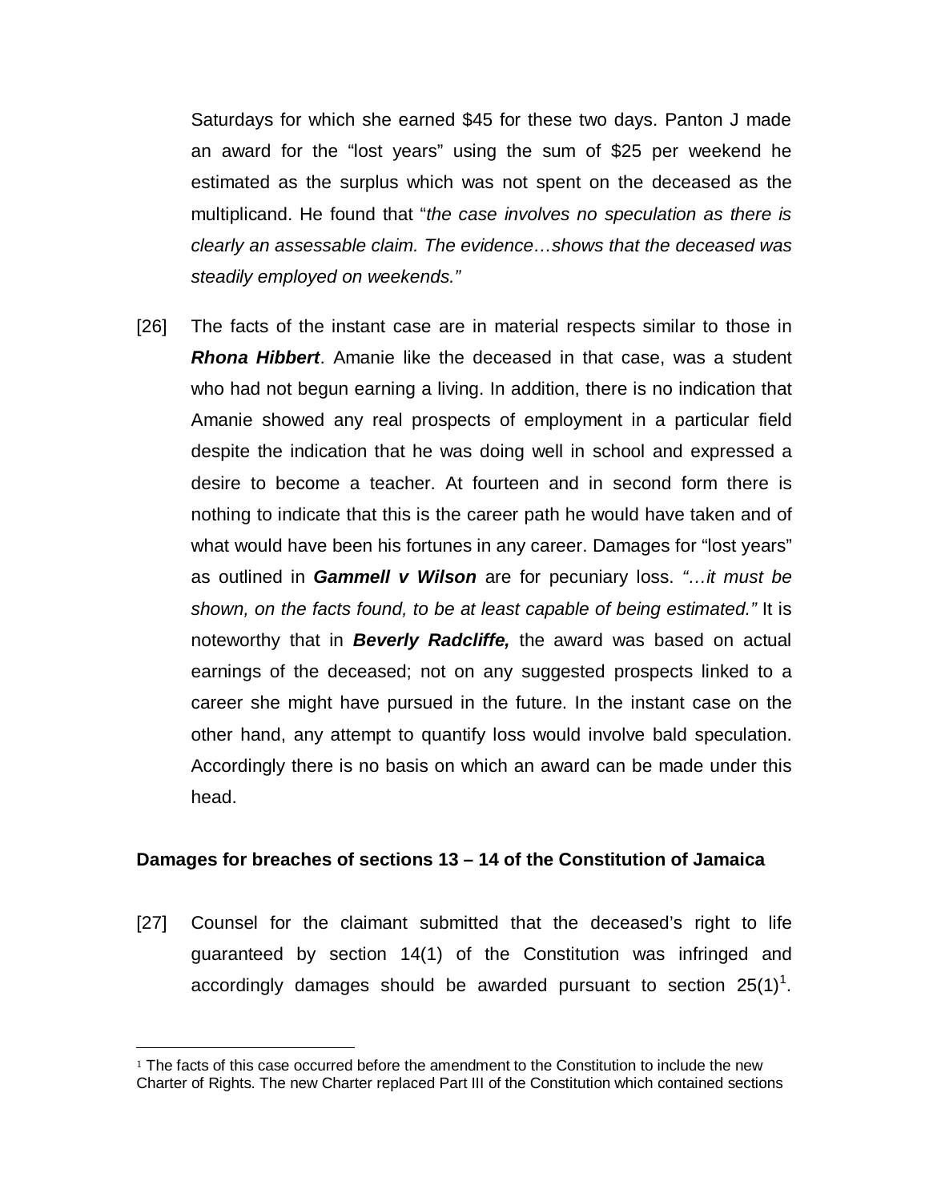Saturdays for which she earned $45 for these two days. Panton J made an award for the "lost years" using the sum of $25 per weekend he estimated as the surplus which was not spent on the deceased as the multiplicand. He found that "*the case involves no speculation as there is clearly an assessable claim. The evidence…shows that the deceased was steadily employed on weekends.*"

[26] The facts of the instant case are in material respects similar to those in ***Rhona Hibbert***. Amanie like the deceased in that case, was a student who had not begun earning a living. In addition, there is no indication that Amanie showed any real prospects of employment in a particular field despite the indication that he was doing well in school and expressed a desire to become a teacher. At fourteen and in second form there is nothing to indicate that this is the career path he would have taken and of what would have been his fortunes in any career. Damages for "lost years" as outlined in ***Gammell v Wilson*** are for pecuniary loss. *"…it must be shown, on the facts found, to be at least capable of being estimated."* It is noteworthy that in ***Beverly Radcliffe,*** the award was based on actual earnings of the deceased; not on any suggested prospects linked to a career she might have pursued in the future. In the instant case on the other hand, any attempt to quantify loss would involve bald speculation. Accordingly there is no basis on which an award can be made under this head.

**Damages for breaches of sections 13 – 14 of the Constitution of Jamaica**

[27] Counsel for the claimant submitted that the deceased's right to life guaranteed by section 14(1) of the Constitution was infringed and accordingly damages should be awarded pursuant to section 25(1)[1].

---

[1] The facts of this case occurred before the amendment to the Constitution to include the new Charter of Rights. The new Charter replaced Part III of the Constitution which contained sections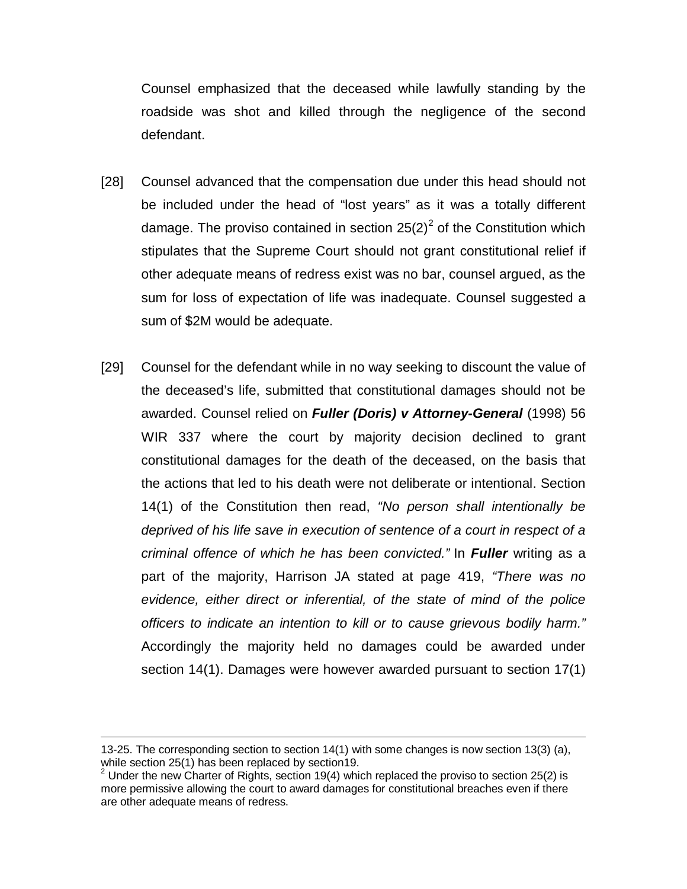Counsel emphasized that the deceased while lawfully standing by the roadside was shot and killed through the negligence of the second defendant.

[28] Counsel advanced that the compensation due under this head should not be included under the head of "lost years" as it was a totally different damage. The proviso contained in section 25(2)[2] of the Constitution which stipulates that the Supreme Court should not grant constitutional relief if other adequate means of redress exist was no bar, counsel argued, as the sum for loss of expectation of life was inadequate. Counsel suggested a sum of $2M would be adequate.

[29] Counsel for the defendant while in no way seeking to discount the value of the deceased's life, submitted that constitutional damages should not be awarded. Counsel relied on ***Fuller (Doris) v Attorney-General*** (1998) 56 WIR 337 where the court by majority decision declined to grant constitutional damages for the death of the deceased, on the basis that the actions that led to his death were not deliberate or intentional. Section 14(1) of the Constitution then read, *"No person shall intentionally be deprived of his life save in execution of sentence of a court in respect of a criminal offence of which he has been convicted."* In ***Fuller*** writing as a part of the majority, Harrison JA stated at page 419, *"There was no evidence, either direct or inferential, of the state of mind of the police officers to indicate an intention to kill or to cause grievous bodily harm."* Accordingly the majority held no damages could be awarded under section 14(1). Damages were however awarded pursuant to section 17(1)

---

13-25. The corresponding section to section 14(1) with some changes is now section 13(3) (a), while section 25(1) has been replaced by section19.

[2] Under the new Charter of Rights, section 19(4) which replaced the proviso to section 25(2) is more permissive allowing the court to award damages for constitutional breaches even if there are other adequate means of redress.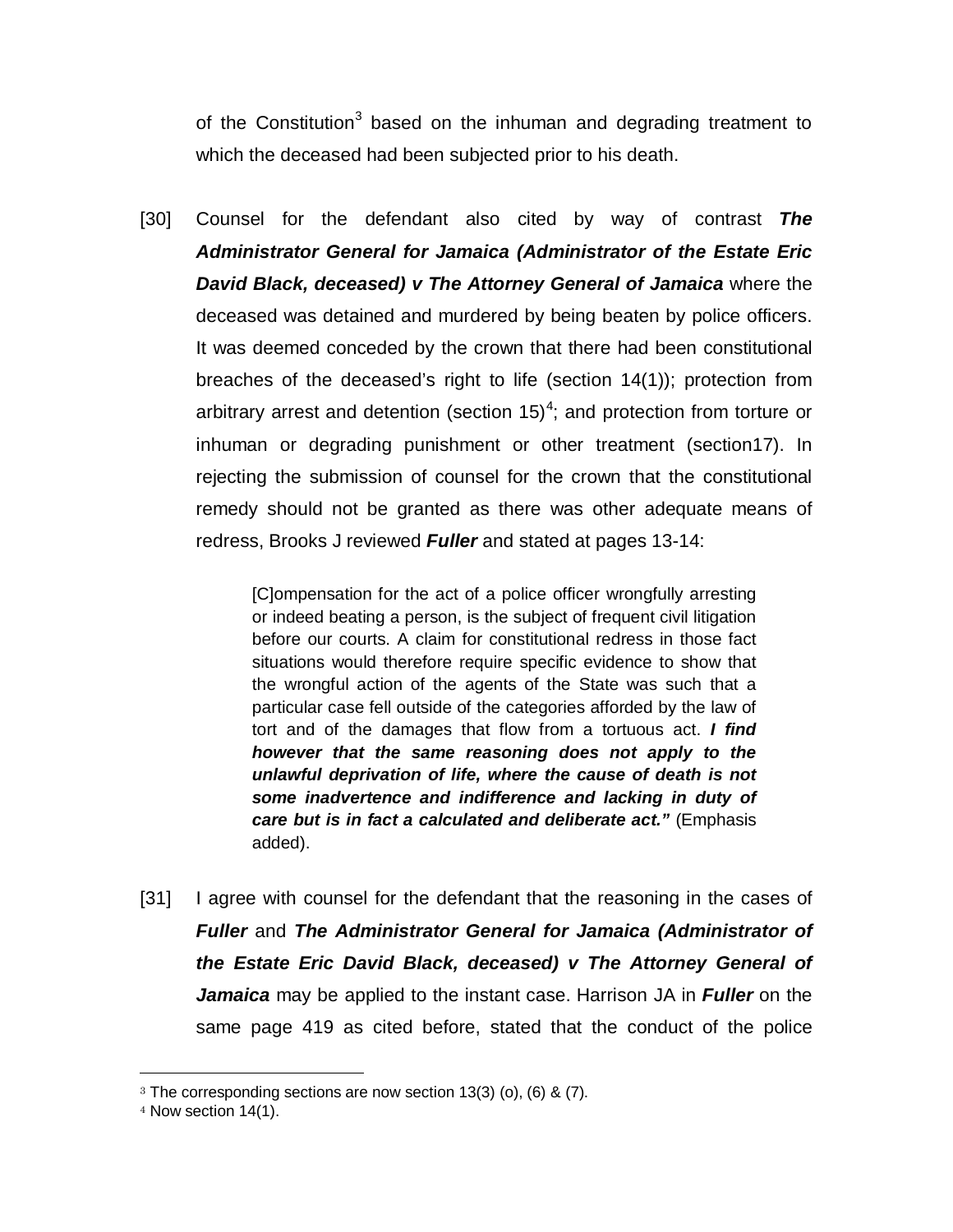of the Constitution[3] based on the inhuman and degrading treatment to which the deceased had been subjected prior to his death.

[30] Counsel for the defendant also cited by way of contrast ***The Administrator General for Jamaica (Administrator of the Estate Eric David Black, deceased) v The Attorney General of Jamaica*** where the deceased was detained and murdered by being beaten by police officers. It was deemed conceded by the crown that there had been constitutional breaches of the deceased's right to life (section 14(1)); protection from arbitrary arrest and detention (section 15)[4]; and protection from torture or inhuman or degrading punishment or other treatment (section17). In rejecting the submission of counsel for the crown that the constitutional remedy should not be granted as there was other adequate means of redress, Brooks J reviewed ***Fuller*** and stated at pages 13-14:

> [C]ompensation for the act of a police officer wrongfully arresting or indeed beating a person, is the subject of frequent civil litigation before our courts. A claim for constitutional redress in those fact situations would therefore require specific evidence to show that the wrongful action of the agents of the State was such that a particular case fell outside of the categories afforded by the law of tort and of the damages that flow from a tortuous act. ***I find however that the same reasoning does not apply to the unlawful deprivation of life, where the cause of death is not some inadvertence and indifference and lacking in duty of care but is in fact a calculated and deliberate act."*** (Emphasis added).

[31] I agree with counsel for the defendant that the reasoning in the cases of ***Fuller*** and ***The Administrator General for Jamaica (Administrator of the Estate Eric David Black, deceased) v The Attorney General of Jamaica*** may be applied to the instant case. Harrison JA in ***Fuller*** on the same page 419 as cited before, stated that the conduct of the police

---

[3] The corresponding sections are now section 13(3) (o), (6) & (7).

[4] Now section 14(1).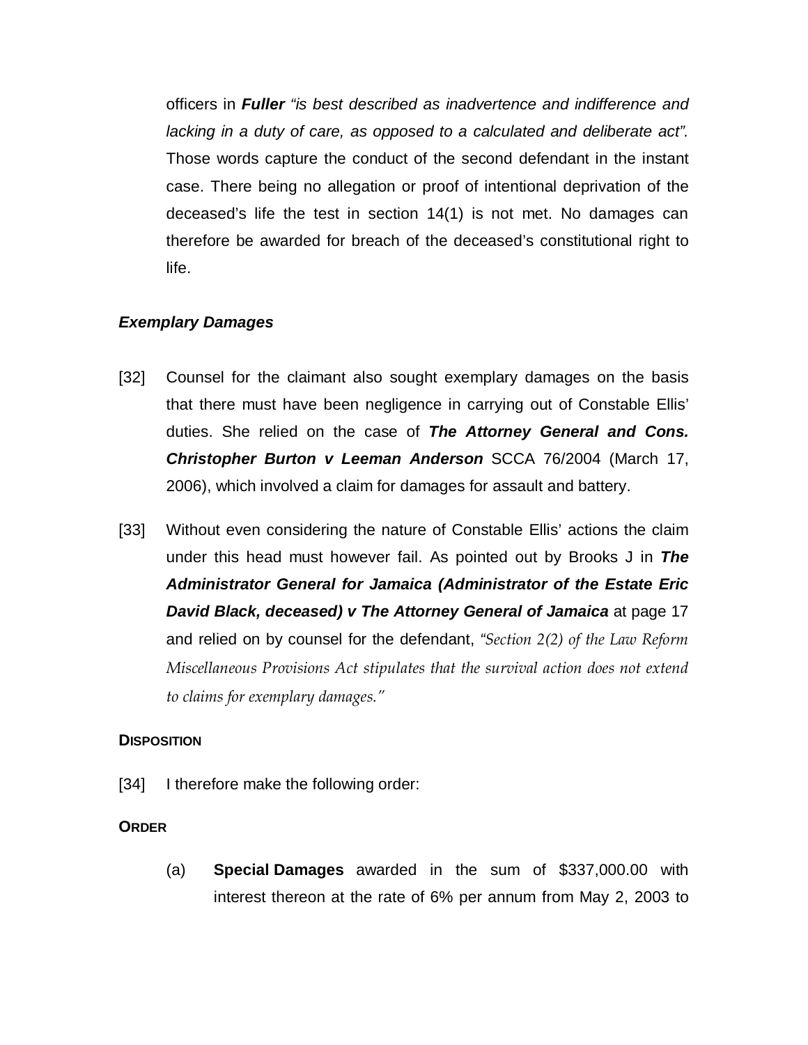officers in ***Fuller*** *"is best described as inadvertence and indifference and lacking in a duty of care, as opposed to a calculated and deliberate act".* Those words capture the conduct of the second defendant in the instant case. There being no allegation or proof of intentional deprivation of the deceased's life the test in section 14(1) is not met. No damages can therefore be awarded for breach of the deceased's constitutional right to life.

### *Exemplary Damages*

[32] Counsel for the claimant also sought exemplary damages on the basis that there must have been negligence in carrying out of Constable Ellis' duties. She relied on the case of ***The Attorney General and Cons. Christopher Burton v Leeman Anderson*** SCCA 76/2004 (March 17, 2006), which involved a claim for damages for assault and battery.

[33] Without even considering the nature of Constable Ellis' actions the claim under this head must however fail. As pointed out by Brooks J in ***The Administrator General for Jamaica (Administrator of the Estate Eric David Black, deceased) v The Attorney General of Jamaica*** at page 17 and relied on by counsel for the defendant, *"Section 2(2) of the Law Reform Miscellaneous Provisions Act stipulates that the survival action does not extend to claims for exemplary damages."*

### DISPOSITION

[34] I therefore make the following order:

### ORDER

(a) **Special Damages** awarded in the sum of $337,000.00 with interest thereon at the rate of 6% per annum from May 2, 2003 to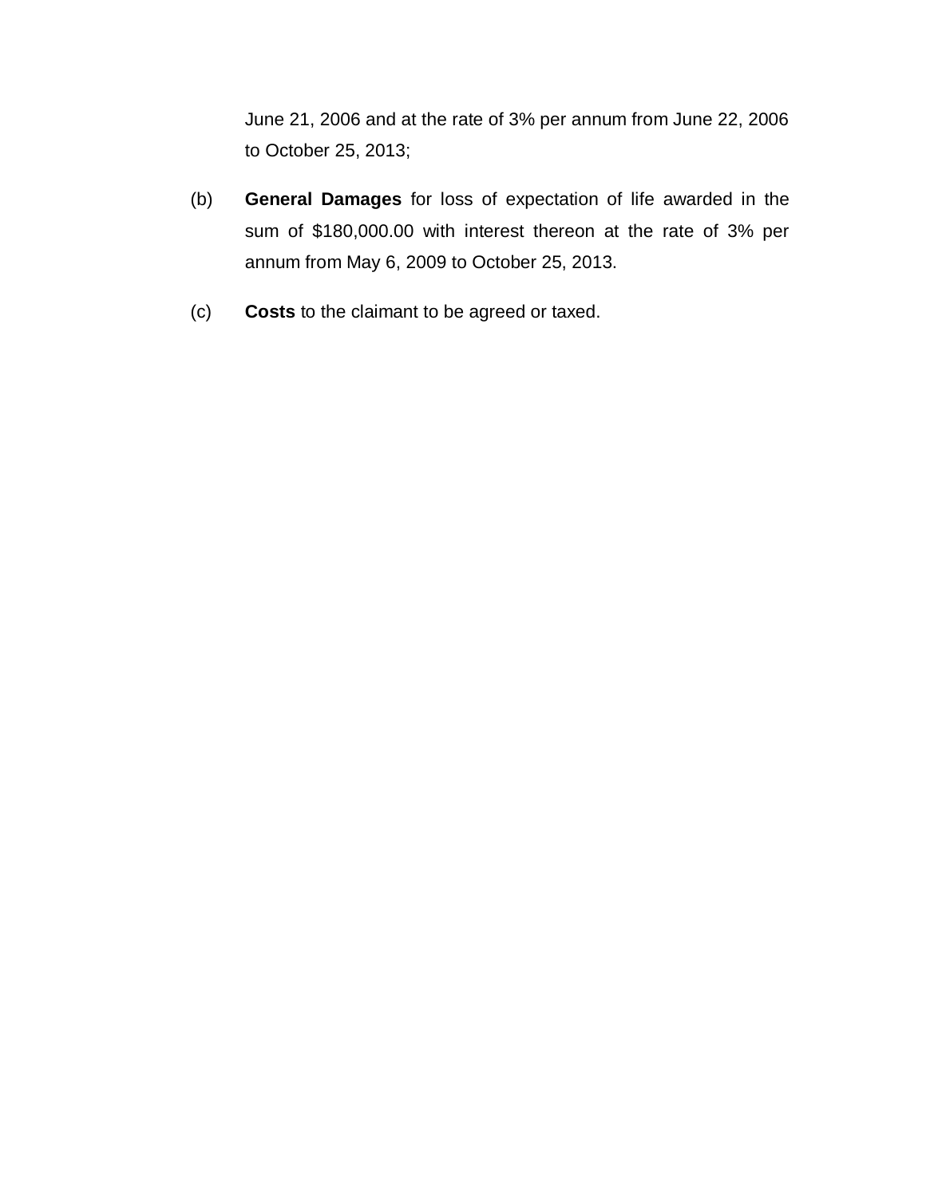June 21, 2006 and at the rate of 3% per annum from June 22, 2006 to October 25, 2013;

(b) **General Damages** for loss of expectation of life awarded in the sum of $180,000.00 with interest thereon at the rate of 3% per annum from May 6, 2009 to October 25, 2013.

(c) **Costs** to the claimant to be agreed or taxed.